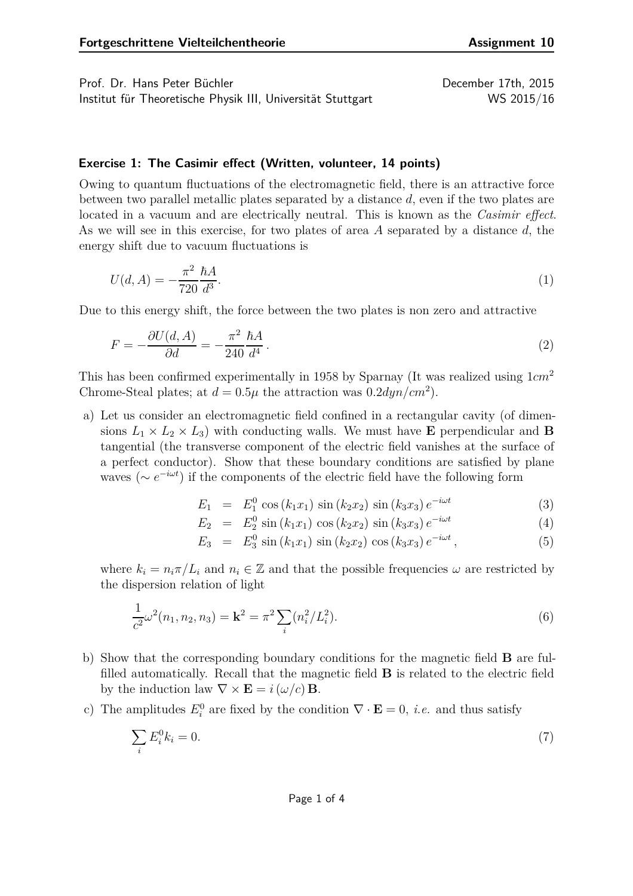**Fortgeschrittene Vielteilchentheorie** **Assignment 10**

Prof. Dr. Hans Peter Büchler December 17th, 2015
Institut für Theoretische Physik III, Universität Stuttgart WS 2015/16

### Exercise 1: The Casimir effect (Written, volunteer, 14 points)

Owing to quantum fluctuations of the electromagnetic field, there is an attractive force between two parallel metallic plates separated by a distance $d$, even if the two plates are located in a vacuum and are electrically neutral. This is known as the *Casimir effect*. As we will see in this exercise, for two plates of area $A$ separated by a distance $d$, the energy shift due to vacuum fluctuations is

$$U(d, A) = -\frac{\pi^2}{720} \frac{\hbar A}{d^3}. \tag{1}$$

Due to this energy shift, the force between the two plates is non zero and attractive

$$F = -\frac{\partial U(d, A)}{\partial d} = -\frac{\pi^2}{240} \frac{\hbar A}{d^4}. \tag{2}$$

This has been confirmed experimentally in 1958 by Sparnay (It was realized using $1cm^2$ Chrome-Steal plates; at $d = 0.5\mu$ the attraction was $0.2dyn/cm^2$).

a) Let us consider an electromagnetic field confined in a rectangular cavity (of dimensions $L_1 \times L_2 \times L_3$) with conducting walls. We must have $\mathbf{E}$ perpendicular and $\mathbf{B}$ tangential (the transverse component of the electric field vanishes at the surface of a perfect conductor). Show that these boundary conditions are satisfied by plane waves ($\sim e^{-i\omega t}$) if the components of the electric field have the following form

$$E_1 = E_1^0 \cos(k_1 x_1) \sin(k_2 x_2) \sin(k_3 x_3) e^{-i\omega t} \tag{3}$$

$$E_2 = E_2^0 \sin(k_1 x_1) \cos(k_2 x_2) \sin(k_3 x_3) e^{-i\omega t} \tag{4}$$

$$E_3 = E_3^0 \sin(k_1 x_1) \sin(k_2 x_2) \cos(k_3 x_3) e^{-i\omega t}, \tag{5}$$

where $k_i = n_i \pi / L_i$ and $n_i \in \mathbb{Z}$ and that the possible frequencies $\omega$ are restricted by the dispersion relation of light

$$\frac{1}{c^2}\omega^2(n_1, n_2, n_3) = \mathbf{k}^2 = \pi^2 \sum_i (n_i^2 / L_i^2). \tag{6}$$

b) Show that the corresponding boundary conditions for the magnetic field $\mathbf{B}$ are fulfilled automatically. Recall that the magnetic field $\mathbf{B}$ is related to the electric field by the induction law $\nabla \times \mathbf{E} = i(\omega/c)\mathbf{B}$.

c) The amplitudes $E_i^0$ are fixed by the condition $\nabla \cdot \mathbf{E} = 0$, *i.e.* and thus satisfy

$$\sum_i E_i^0 k_i = 0. \tag{7}$$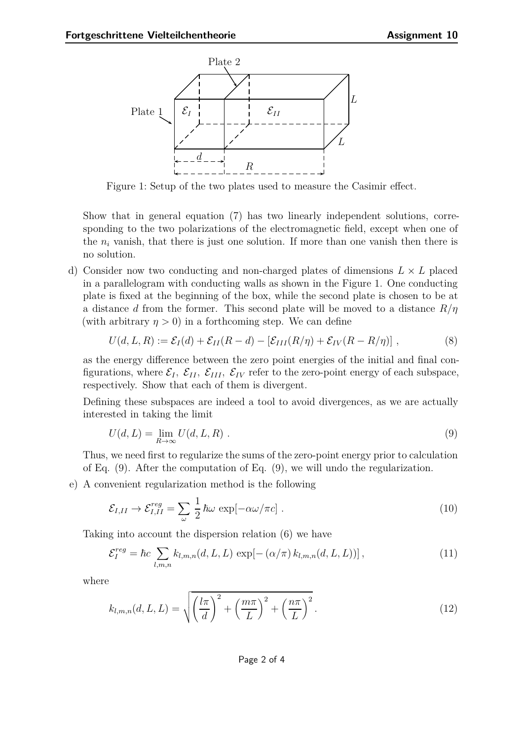Figure 1: Setup of the two plates used to measure the Casimir effect.

Show that in general equation (7) has two linearly independent solutions, corresponding to the two polarizations of the electromagnetic field, except when one of the $n_i$ vanish, that there is just one solution. If more than one vanish then there is no solution.

d) Consider now two conducting and non-charged plates of dimensions $L \times L$ placed in a parallelogram with conducting walls as shown in the Figure 1. One conducting plate is fixed at the beginning of the box, while the second plate is chosen to be at a distance $d$ from the former. This second plate will be moved to a distance $R/\eta$ (with arbitrary $\eta > 0$) in a forthcoming step. We can define

$$U(d, L, R) := \mathcal{E}_I(d) + \mathcal{E}_{II}(R - d) - [\mathcal{E}_{III}(R/\eta) + \mathcal{E}_{IV}(R - R/\eta)] \,, \tag{8}$$

as the energy difference between the zero point energies of the initial and final configurations, where $\mathcal{E}_I$, $\mathcal{E}_{II}$, $\mathcal{E}_{III}$, $\mathcal{E}_{IV}$ refer to the zero-point energy of each subspace, respectively. Show that each of them is divergent.

Defining these subspaces are indeed a tool to avoid divergences, as we are actually interested in taking the limit

$$U(d, L) = \lim_{R \to \infty} U(d, L, R) \,. \tag{9}$$

Thus, we need first to regularize the sums of the zero-point energy prior to calculation of Eq. (9). After the computation of Eq. (9), we will undo the regularization.

e) A convenient regularization method is the following

$$\mathcal{E}_{I,II} \to \mathcal{E}^{reg}_{I,II} = \sum_{\omega} \frac{1}{2} \hbar\omega \, \exp[-\alpha\omega/\pi c] \,. \tag{10}$$

Taking into account the dispersion relation (6) we have

$$\mathcal{E}^{reg}_{I} = \hbar c \sum_{l,m,n} k_{l,m,n}(d, L, L) \, \exp[-(\alpha/\pi) \, k_{l,m,n}(d, L, L))] \,, \tag{11}$$

where

$$k_{l,m,n}(d, L, L) = \sqrt{\left(\frac{l\pi}{d}\right)^2 + \left(\frac{m\pi}{L}\right)^2 + \left(\frac{n\pi}{L}\right)^2} \,. \tag{12}$$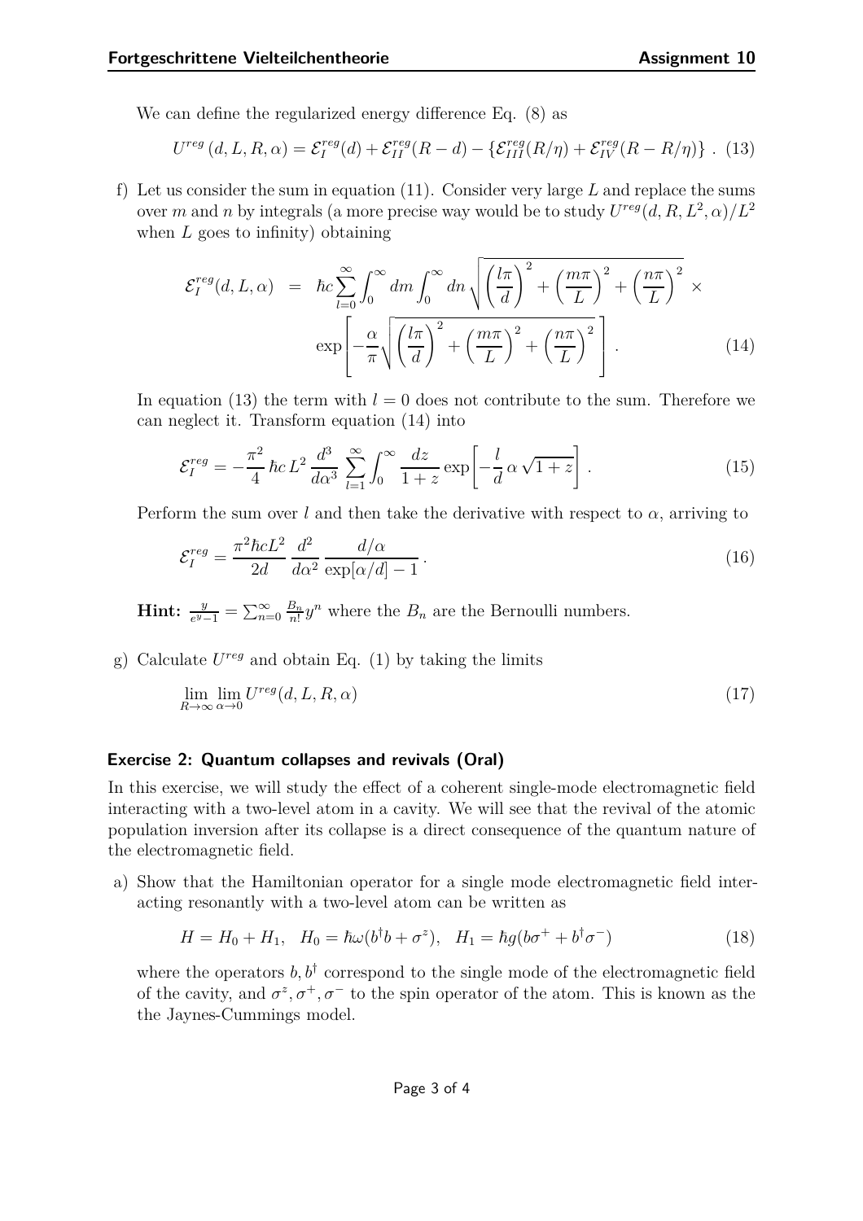We can define the regularized energy difference Eq. (8) as

$$U^{reg}\left(d, L, R, \alpha\right) = \mathcal{E}_{I}^{reg}(d) + \mathcal{E}_{II}^{reg}(R-d) - \left\{\mathcal{E}_{III}^{reg}(R/\eta) + \mathcal{E}_{IV}^{reg}(R - R/\eta)\right\}. \quad (13)$$

f) Let us consider the sum in equation (11). Consider very large $L$ and replace the sums over $m$ and $n$ by integrals (a more precise way would be to study $U^{reg}(d, R, L^2, \alpha)/L^2$ when $L$ goes to infinity) obtaining

$$\mathcal{E}_{I}^{reg}(d, L, \alpha) = \hbar c \sum_{l=0}^{\infty} \int_0^{\infty} dm \int_0^{\infty} dn \sqrt{\left(\frac{l\pi}{d}\right)^2 + \left(\frac{m\pi}{L}\right)^2 + \left(\frac{n\pi}{L}\right)^2} \times \exp\left[-\frac{\alpha}{\pi}\sqrt{\left(\frac{l\pi}{d}\right)^2 + \left(\frac{m\pi}{L}\right)^2 + \left(\frac{n\pi}{L}\right)^2}\right]. \quad (14)$$

In equation (13) the term with $l = 0$ does not contribute to the sum. Therefore we can neglect it. Transform equation (14) into

$$\mathcal{E}_{I}^{reg} = -\frac{\pi^2}{4}\hbar c\, L^2 \frac{d^3}{d\alpha^3} \sum_{l=1}^{\infty} \int_0^{\infty} \frac{dz}{1+z} \exp\left[-\frac{l}{d}\,\alpha\,\sqrt{1+z}\right]. \quad (15)$$

Perform the sum over $l$ and then take the derivative with respect to $\alpha$, arriving to

$$\mathcal{E}_{I}^{reg} = \frac{\pi^2 \hbar c L^2}{2d} \frac{d^2}{d\alpha^2} \frac{d/\alpha}{\exp[\alpha/d] - 1}. \quad (16)$$

**Hint:** $\frac{y}{e^y - 1} = \sum_{n=0}^{\infty} \frac{B_n}{n!} y^n$ where the $B_n$ are the Bernoulli numbers.

g) Calculate $U^{reg}$ and obtain Eq. (1) by taking the limits

$$\lim_{R\to\infty} \lim_{\alpha\to 0} U^{reg}(d, L, R, \alpha) \quad (17)$$

### Exercise 2: Quantum collapses and revivals (Oral)

In this exercise, we will study the effect of a coherent single-mode electromagnetic field interacting with a two-level atom in a cavity. We will see that the revival of the atomic population inversion after its collapse is a direct consequence of the quantum nature of the electromagnetic field.

a) Show that the Hamiltonian operator for a single mode electromagnetic field interacting resonantly with a two-level atom can be written as

$$H = H_0 + H_1, \quad H_0 = \hbar\omega(b^\dagger b + \sigma^z), \quad H_1 = \hbar g(b\sigma^+ + b^\dagger \sigma^-) \quad (18)$$

where the operators $b, b^\dagger$ correspond to the single mode of the electromagnetic field of the cavity, and $\sigma^z, \sigma^+, \sigma^-$ to the spin operator of the atom. This is known as the the Jaynes-Cummings model.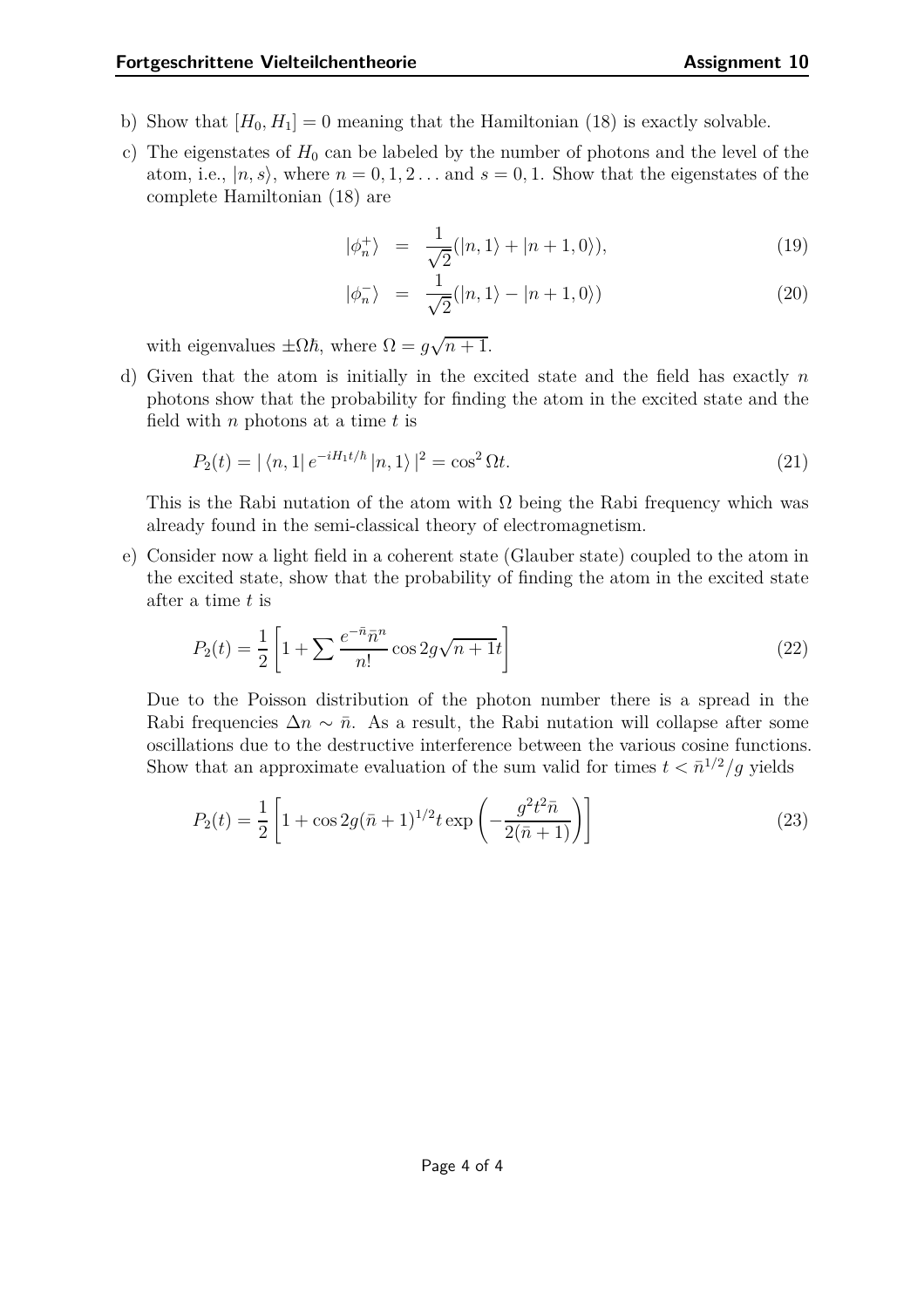b) Show that $[H_0, H_1] = 0$ meaning that the Hamiltonian (18) is exactly solvable.

c) The eigenstates of $H_0$ can be labeled by the number of photons and the level of the atom, i.e., $|n, s\rangle$, where $n = 0, 1, 2 \ldots$ and $s = 0, 1$. Show that the eigenstates of the complete Hamiltonian (18) are

$$|\phi_n^+\rangle = \frac{1}{\sqrt{2}}(|n, 1\rangle + |n+1, 0\rangle), \tag{19}$$

$$|\phi_n^-\rangle = \frac{1}{\sqrt{2}}(|n, 1\rangle - |n+1, 0\rangle) \tag{20}$$

with eigenvalues $\pm\Omega\hbar$, where $\Omega = g\sqrt{n+1}$.

d) Given that the atom is initially in the excited state and the field has exactly $n$ photons show that the probability for finding the atom in the excited state and the field with $n$ photons at a time $t$ is

$$P_2(t) = |\langle n, 1| e^{-iH_1 t/\hbar} |n, 1\rangle|^2 = \cos^2 \Omega t. \tag{21}$$

This is the Rabi nutation of the atom with $\Omega$ being the Rabi frequency which was already found in the semi-classical theory of electromagnetism.

e) Consider now a light field in a coherent state (Glauber state) coupled to the atom in the excited state, show that the probability of finding the atom in the excited state after a time $t$ is

$$P_2(t) = \frac{1}{2}\left[1 + \sum \frac{e^{-\bar{n}}\bar{n}^n}{n!} \cos 2g\sqrt{n+1}t\right] \tag{22}$$

Due to the Poisson distribution of the photon number there is a spread in the Rabi frequencies $\Delta n \sim \bar{n}$. As a result, the Rabi nutation will collapse after some oscillations due to the destructive interference between the various cosine functions. Show that an approximate evaluation of the sum valid for times $t < \bar{n}^{1/2}/g$ yields

$$P_2(t) = \frac{1}{2}\left[1 + \cos 2g(\bar{n}+1)^{1/2}t \exp\left(-\frac{g^2 t^2 \bar{n}}{2(\bar{n}+1)}\right)\right] \tag{23}$$